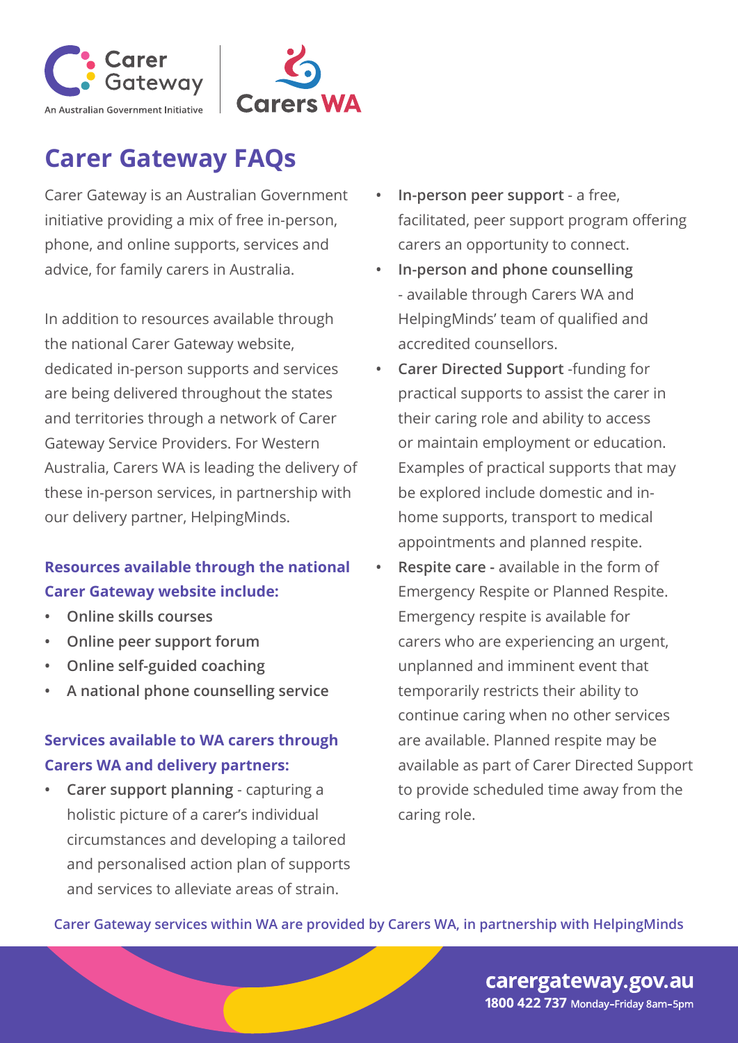# Carer Gateway FAQs

Carer Gateway is an Australian Government initiative providing a mix of free in-person, phone, and online supports, services and advice, for family carers in Australia.

In addition to resources available through the national Carer Gateway website, dedicated in-person supports and services are being delivered throughout the states and territories through a network of Carer Gateway Service Providers. For Western Australia, Carers WA is leading the delivery of these in-person services, in partnership with our delivery partner, HelpingMinds.

### Resources available through the national Carer Gateway website include:

- **Online skills courses**
- **Online peer support forum**
- **Online self-guided coaching**
- **A national phone counselling service**

### Services available to WA carers through Carers WA and delivery partners:

- **Carer support planning** - capturing a holistic picture of a carer's individual circumstances and developing a tailored and personalised action plan of supports and services to alleviate areas of strain.
- **In-person peer support** - a free, facilitated, peer support program offering carers an opportunity to connect.
- **In-person and phone counselling** - available through Carers WA and HelpingMinds' team of qualified and accredited counsellors.
- **Carer Directed Support** -funding for practical supports to assist the carer in their caring role and ability to access or maintain employment or education. Examples of practical supports that may be explored include domestic and in-home supports, transport to medical appointments and planned respite.
- **Respite care -** available in the form of Emergency Respite or Planned Respite. Emergency respite is available for carers who are experiencing an urgent, unplanned and imminent event that temporarily restricts their ability to continue caring when no other services are available. Planned respite may be available as part of Carer Directed Support to provide scheduled time away from the caring role.

**Carer Gateway services within WA are provided by Carers WA, in partnership with HelpingMinds**

**carergateway.gov.au**
**1800 422 737** Monday-Friday 8am-5pm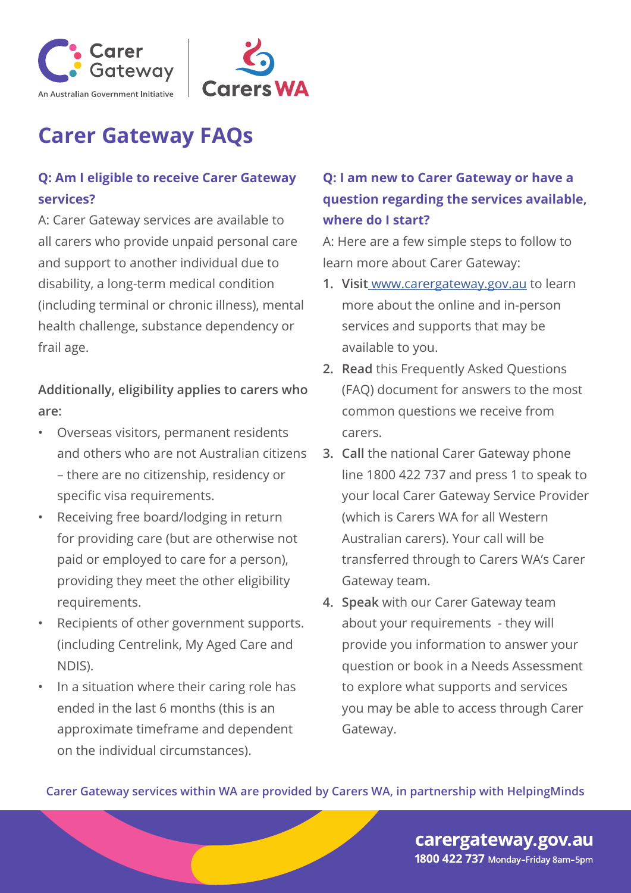# Carer Gateway FAQs

### Q: Am I eligible to receive Carer Gateway services?

A: Carer Gateway services are available to all carers who provide unpaid personal care and support to another individual due to disability, a long-term medical condition (including terminal or chronic illness), mental health challenge, substance dependency or frail age.

**Additionally, eligibility applies to carers who are:**

- Overseas visitors, permanent residents and others who are not Australian citizens – there are no citizenship, residency or specific visa requirements.
- Receiving free board/lodging in return for providing care (but are otherwise not paid or employed to care for a person), providing they meet the other eligibility requirements.
- Recipients of other government supports. (including Centrelink, My Aged Care and NDIS).
- In a situation where their caring role has ended in the last 6 months (this is an approximate timeframe and dependent on the individual circumstances).

### Q: I am new to Carer Gateway or have a question regarding the services available, where do I start?

A: Here are a few simple steps to follow to learn more about Carer Gateway:

1. **Visit** www.carergateway.gov.au to learn more about the online and in-person services and supports that may be available to you.
2. **Read** this Frequently Asked Questions (FAQ) document for answers to the most common questions we receive from carers.
3. **Call** the national Carer Gateway phone line 1800 422 737 and press 1 to speak to your local Carer Gateway Service Provider (which is Carers WA for all Western Australian carers). Your call will be transferred through to Carers WA's Carer Gateway team.
4. **Speak** with our Carer Gateway team about your requirements - they will provide you information to answer your question or book in a Needs Assessment to explore what supports and services you may be able to access through Carer Gateway.

**Carer Gateway services within WA are provided by Carers WA, in partnership with HelpingMinds**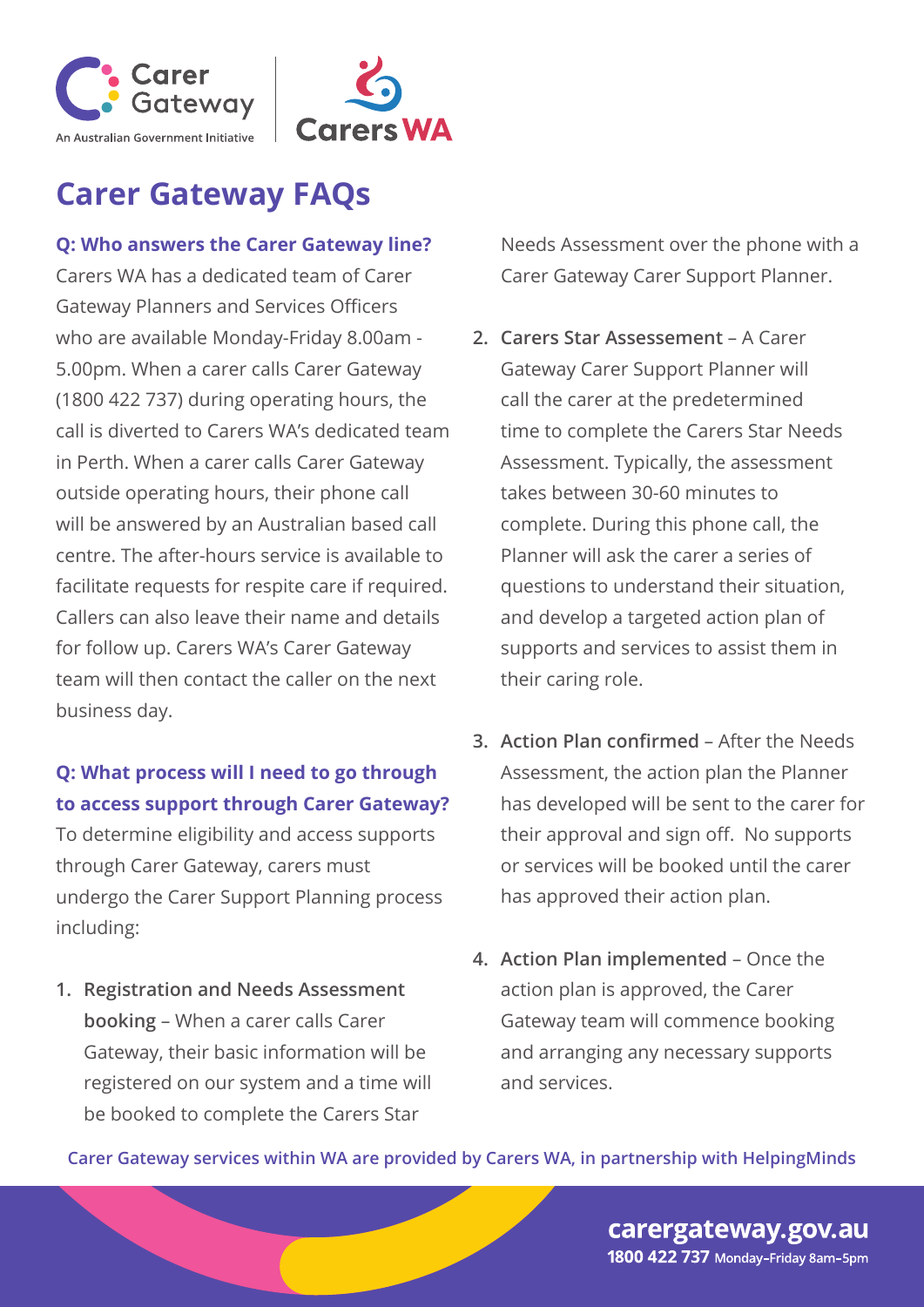# Carer Gateway FAQs

**Q: Who answers the Carer Gateway line?**

Carers WA has a dedicated team of Carer Gateway Planners and Services Officers who are available Monday-Friday 8.00am - 5.00pm. When a carer calls Carer Gateway (1800 422 737) during operating hours, the call is diverted to Carers WA's dedicated team in Perth. When a carer calls Carer Gateway outside operating hours, their phone call will be answered by an Australian based call centre. The after-hours service is available to facilitate requests for respite care if required. Callers can also leave their name and details for follow up. Carers WA's Carer Gateway team will then contact the caller on the next business day.

**Q: What process will I need to go through to access support through Carer Gateway?**

To determine eligibility and access supports through Carer Gateway, carers must undergo the Carer Support Planning process including:

1. **Registration and Needs Assessment booking** – When a carer calls Carer Gateway, their basic information will be registered on our system and a time will be booked to complete the Carers Star Needs Assessment over the phone with a Carer Gateway Carer Support Planner.
2. **Carers Star Assessement** – A Carer Gateway Carer Support Planner will call the carer at the predetermined time to complete the Carers Star Needs Assessment. Typically, the assessment takes between 30-60 minutes to complete. During this phone call, the Planner will ask the carer a series of questions to understand their situation, and develop a targeted action plan of supports and services to assist them in their caring role.
3. **Action Plan confirmed** – After the Needs Assessment, the action plan the Planner has developed will be sent to the carer for their approval and sign off. No supports or services will be booked until the carer has approved their action plan.
4. **Action Plan implemented** – Once the action plan is approved, the Carer Gateway team will commence booking and arranging any necessary supports and services.

**Carer Gateway services within WA are provided by Carers WA, in partnership with HelpingMinds**

**carergateway.gov.au**
**1800 422 737** Monday-Friday 8am-5pm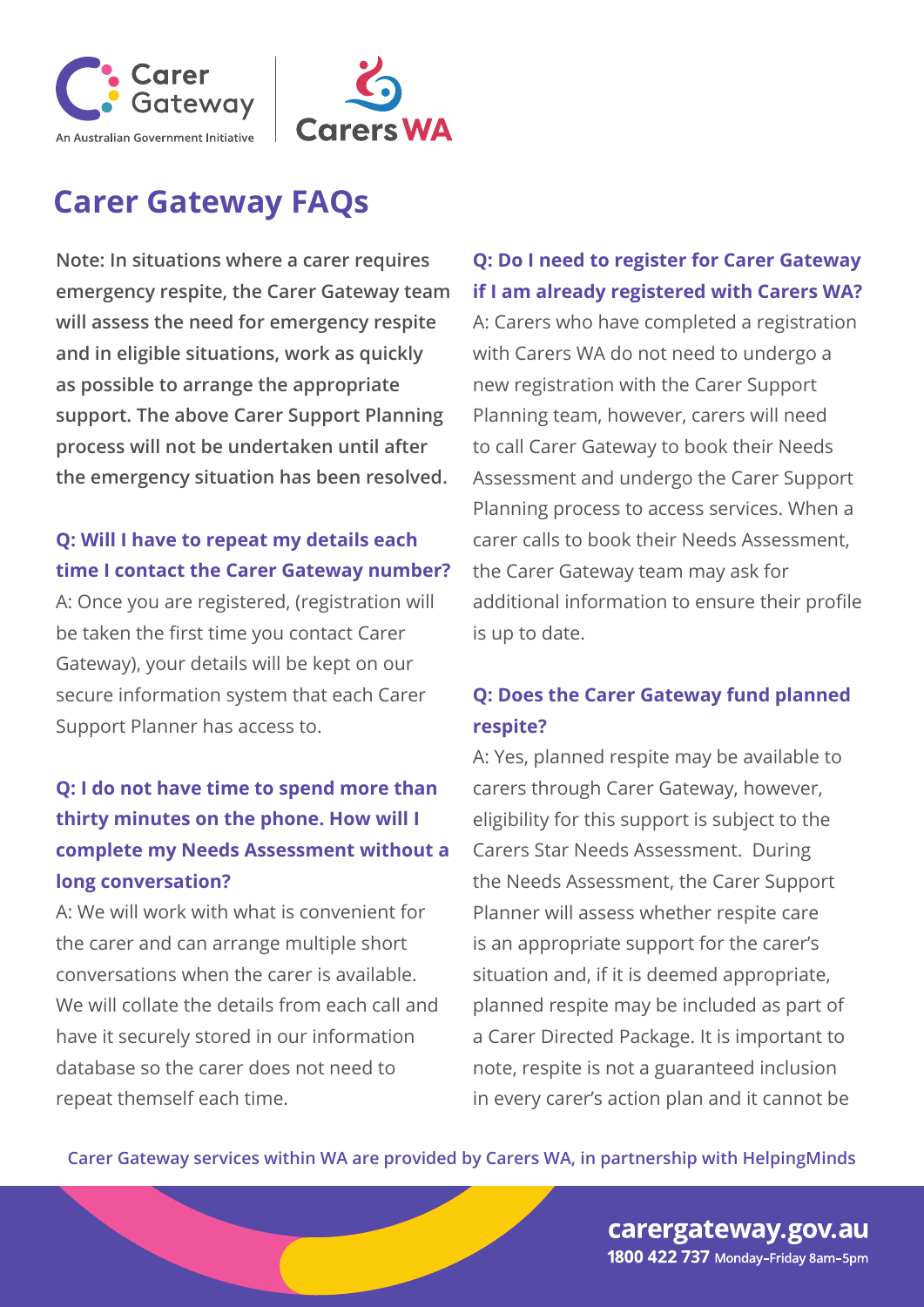# Carer Gateway FAQs

**Note: In situations where a carer requires emergency respite, the Carer Gateway team will assess the need for emergency respite and in eligible situations, work as quickly as possible to arrange the appropriate support. The above Carer Support Planning process will not be undertaken until after the emergency situation has been resolved.**

### Q: Will I have to repeat my details each time I contact the Carer Gateway number?

A: Once you are registered, (registration will be taken the first time you contact Carer Gateway), your details will be kept on our secure information system that each Carer Support Planner has access to.

### Q: I do not have time to spend more than thirty minutes on the phone. How will I complete my Needs Assessment without a long conversation?

A: We will work with what is convenient for the carer and can arrange multiple short conversations when the carer is available. We will collate the details from each call and have it securely stored in our information database so the carer does not need to repeat themself each time.

### Q: Do I need to register for Carer Gateway if I am already registered with Carers WA?

A: Carers who have completed a registration with Carers WA do not need to undergo a new registration with the Carer Support Planning team, however, carers will need to call Carer Gateway to book their Needs Assessment and undergo the Carer Support Planning process to access services. When a carer calls to book their Needs Assessment, the Carer Gateway team may ask for additional information to ensure their profile is up to date.

### Q: Does the Carer Gateway fund planned respite?

A: Yes, planned respite may be available to carers through Carer Gateway, however, eligibility for this support is subject to the Carers Star Needs Assessment. During the Needs Assessment, the Carer Support Planner will assess whether respite care is an appropriate support for the carer's situation and, if it is deemed appropriate, planned respite may be included as part of a Carer Directed Package. It is important to note, respite is not a guaranteed inclusion in every carer's action plan and it cannot be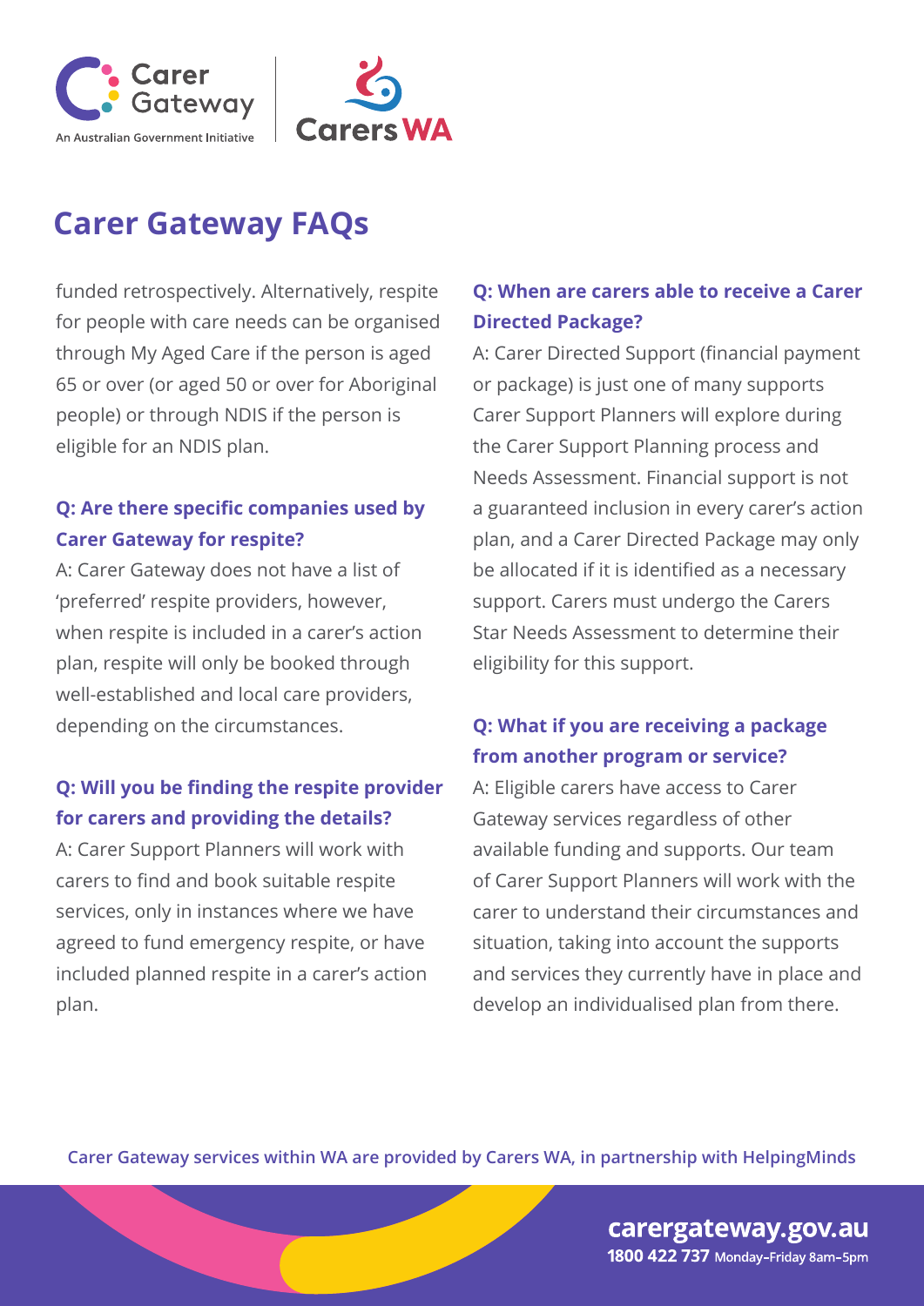# Carer Gateway FAQs

funded retrospectively. Alternatively, respite for people with care needs can be organised through My Aged Care if the person is aged 65 or over (or aged 50 or over for Aboriginal people) or through NDIS if the person is eligible for an NDIS plan.

### Q: Are there specific companies used by Carer Gateway for respite?

A: Carer Gateway does not have a list of 'preferred' respite providers, however, when respite is included in a carer's action plan, respite will only be booked through well-established and local care providers, depending on the circumstances.

### Q: Will you be finding the respite provider for carers and providing the details?

A: Carer Support Planners will work with carers to find and book suitable respite services, only in instances where we have agreed to fund emergency respite, or have included planned respite in a carer's action plan.

### Q: When are carers able to receive a Carer Directed Package?

A: Carer Directed Support (financial payment or package) is just one of many supports Carer Support Planners will explore during the Carer Support Planning process and Needs Assessment. Financial support is not a guaranteed inclusion in every carer's action plan, and a Carer Directed Package may only be allocated if it is identified as a necessary support. Carers must undergo the Carers Star Needs Assessment to determine their eligibility for this support.

### Q: What if you are receiving a package from another program or service?

A: Eligible carers have access to Carer Gateway services regardless of other available funding and supports. Our team of Carer Support Planners will work with the carer to understand their circumstances and situation, taking into account the supports and services they currently have in place and develop an individualised plan from there.

Carer Gateway services within WA are provided by Carers WA, in partnership with HelpingMinds

**carergateway.gov.au**
**1800 422 737** Monday-Friday 8am-5pm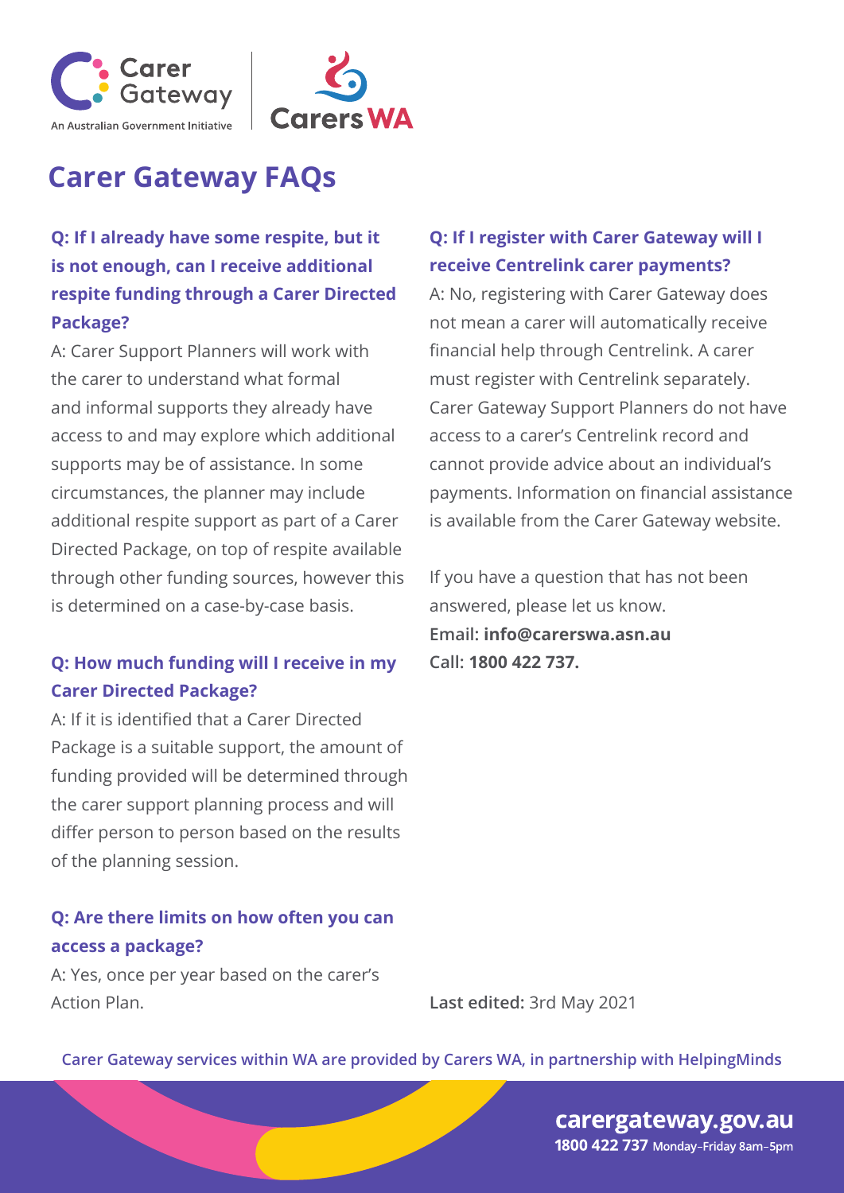# Carer Gateway FAQs

### Q: If I already have some respite, but it is not enough, can I receive additional respite funding through a Carer Directed Package?

A: Carer Support Planners will work with the carer to understand what formal and informal supports they already have access to and may explore which additional supports may be of assistance. In some circumstances, the planner may include additional respite support as part of a Carer Directed Package, on top of respite available through other funding sources, however this is determined on a case-by-case basis.

### Q: How much funding will I receive in my Carer Directed Package?

A: If it is identified that a Carer Directed Package is a suitable support, the amount of funding provided will be determined through the carer support planning process and will differ person to person based on the results of the planning session.

### Q: Are there limits on how often you can access a package?

A: Yes, once per year based on the carer's Action Plan.

### Q: If I register with Carer Gateway will I receive Centrelink carer payments?

A: No, registering with Carer Gateway does not mean a carer will automatically receive financial help through Centrelink. A carer must register with Centrelink separately. Carer Gateway Support Planners do not have access to a carer's Centrelink record and cannot provide advice about an individual's payments. Information on financial assistance is available from the Carer Gateway website.

If you have a question that has not been answered, please let us know.
**Email: info@carerswa.asn.au**
**Call: 1800 422 737.**

**Last edited:** 3rd May 2021

Carer Gateway services within WA are provided by Carers WA, in partnership with HelpingMinds

**carergateway.gov.au**
**1800 422 737** Monday–Friday 8am–5pm